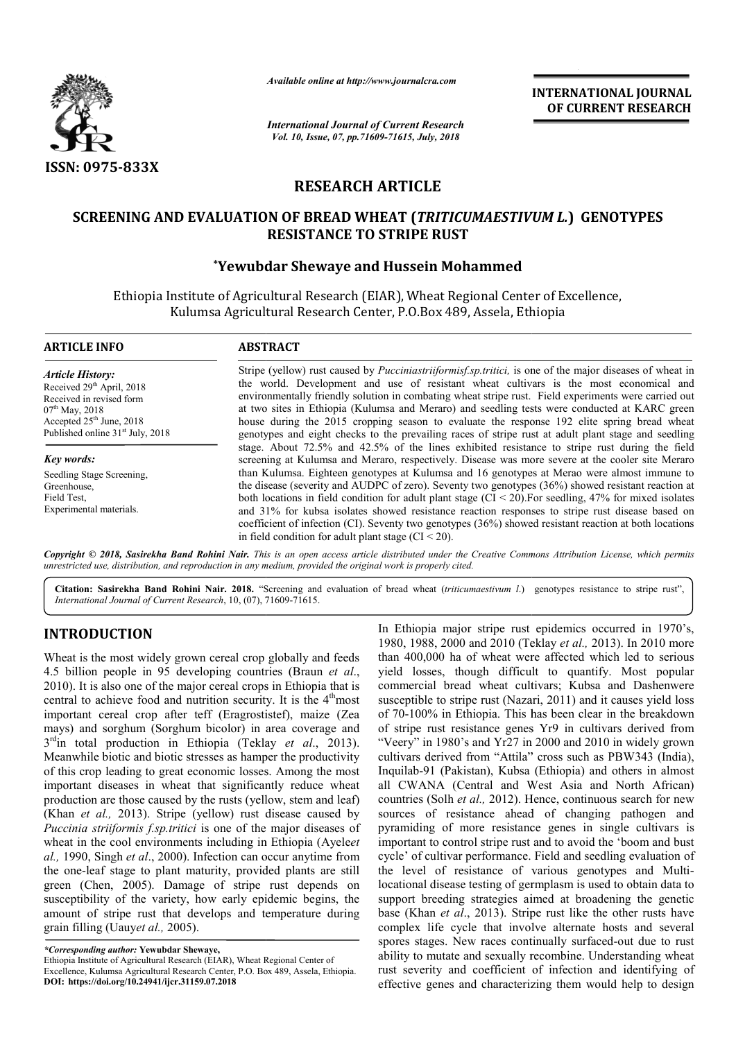Available online at http://www.journalcra.com

International Journal of Current Research

INTERNATIONAL JOURNAL OF CURRENT RESEARCH

ISSN: 0975-833X

## RESEARCH ARTICLE

# SCREENING AND EVALUATION OF BREAD WHEAT (*TRITICUMAESTIVUM L.*) GENOTYPES RESISTANCE TO STRIPE RUST

**\*Yewubdar Shewaye and Hussein Mohammed**

Ethiopia Institute of Agricultural Research (EIAR), Wheat Regional Center of Excellence, Kulumsa Agricultural Research Center, P.O.Box 489, Assela, Ethiopia

**ARTICLE INFO**

***Article History:***

Received 29[th] April, 2018
Received in revised form 07[th] May, 2018
Accepted 25[th] June, 2018
Published online 31[st] July, 2018

***Key words:***

Seedling Stage Screening, Greenhouse, Field Test, Experimental materials.

**ABSTRACT**

Stripe (yellow) rust caused by *Pucciniastriiformisf.sp.tritici,* is one of the major diseases of wheat in the world. Development and use of resistant wheat cultivars is the most economical and environmentally friendly solution in combating wheat stripe rust. Field experiments were carried out at two sites in Ethiopia (Kulumsa and Meraro) and seedling tests were conducted at KARC green house during the 2015 cropping season to evaluate the response 192 elite spring bread wheat genotypes and eight checks to the prevailing races of stripe rust at adult plant stage and seedling stage. About 72.5% and 42.5% of the lines exhibited resistance to stripe rust during the field screening at Kulumsa and Meraro, respectively. Disease was more severe at the cooler site Meraro than Kulumsa. Eighteen genotypes at Kulumsa and 16 genotypes at Merao were almost immune to the disease (severity and AUDPC of zero). Seventy two genotypes (36%) showed resistant reaction at both locations in field condition for adult plant stage (CI < 20).For seedling, 47% for mixed isolates and 31% for kubsa isolates showed resistance reaction responses to stripe rust disease based on coefficient of infection (CI). Seventy two genotypes (36%) showed resistant reaction at both locations in field condition for adult plant stage (CI < 20).

***Copyright © 2018, Sasirekha Band Rohini Nair.*** *This is an open access article distributed under the Creative Commons Attribution License, which permits unrestricted use, distribution, and reproduction in any medium, provided the original work is properly cited.*

**Citation: Sasirekha Band Rohini Nair. 2018.** "Screening and evaluation of bread wheat (*triticumaestivum l.*) genotypes resistance to stripe rust", *International Journal of Current Research*, 10, (07), 71609-71615.

## INTRODUCTION

Wheat is the most widely grown cereal crop globally and feeds 4.5 billion people in 95 developing countries (Braun *et al*., 2010). It is also one of the major cereal crops in Ethiopia that is central to achieve food and nutrition security. It is the 4[th]most important cereal crop after teff (Eragrostistef), maize (Zea mays) and sorghum (Sorghum bicolor) in area coverage and 3[rd]in total production in Ethiopia (Teklay *et al*., 2013). Meanwhile biotic and biotic stresses as hamper the productivity of this crop leading to great economic losses. Among the most important diseases in wheat that significantly reduce wheat production are those caused by the rusts (yellow, stem and leaf) (Khan *et al.,* 2013). Stripe (yellow) rust disease caused by *Puccinia striiformis f.sp.tritici* is one of the major diseases of wheat in the cool environments including in Ethiopia (Ayele*et al.,* 1990, Singh *et al*., 2000). Infection can occur anytime from the one-leaf stage to plant maturity, provided plants are still green (Chen, 2005). Damage of stripe rust depends on susceptibility of the variety, how early epidemic begins, the amount of stripe rust that develops and temperature during grain filling (Uauy*et al.,* 2005).

In Ethiopia major stripe rust epidemics occurred in 1970's, 1980, 1988, 2000 and 2010 (Teklay *et al.,* 2013). In 2010 more than 400,000 ha of wheat were affected which led to serious yield losses, though difficult to quantify. Most popular commercial bread wheat cultivars; Kubsa and Dashenwere susceptible to stripe rust (Nazari, 2011) and it causes yield loss of 70-100% in Ethiopia. This has been clear in the breakdown of stripe rust resistance genes Yr9 in cultivars derived from "Veery" in 1980's and Yr27 in 2000 and 2010 in widely grown cultivars derived from "Attila" cross such as PBW343 (India), Inquilab-91 (Pakistan), Kubsa (Ethiopia) and others in almost all CWANA (Central and West Asia and North African) countries (Solh *et al.,* 2012). Hence, continuous search for new sources of resistance ahead of changing pathogen and pyramiding of more resistance genes in single cultivars is important to control stripe rust and to avoid the 'boom and bust cycle' of cultivar performance. Field and seedling evaluation of the level of resistance of various genotypes and Multi-locational disease testing of germplasm is used to obtain data to support breeding strategies aimed at broadening the genetic base (Khan *et al*., 2013). Stripe rust like the other rusts have complex life cycle that involve alternate hosts and several spores stages. New races continually surfaced-out due to rust ability to mutate and sexually recombine. Understanding wheat rust severity and coefficient of infection and identifying of effective genes and characterizing them would help to design

*\*Corresponding author:* **Yewubdar Shewaye,**
Ethiopia Institute of Agricultural Research (EIAR), Wheat Regional Center of Excellence, Kulumsa Agricultural Research Center, P.O. Box 489, Assela, Ethiopia.
**DOI: https://doi.org/10.24941/ijcr.31159.07.2018**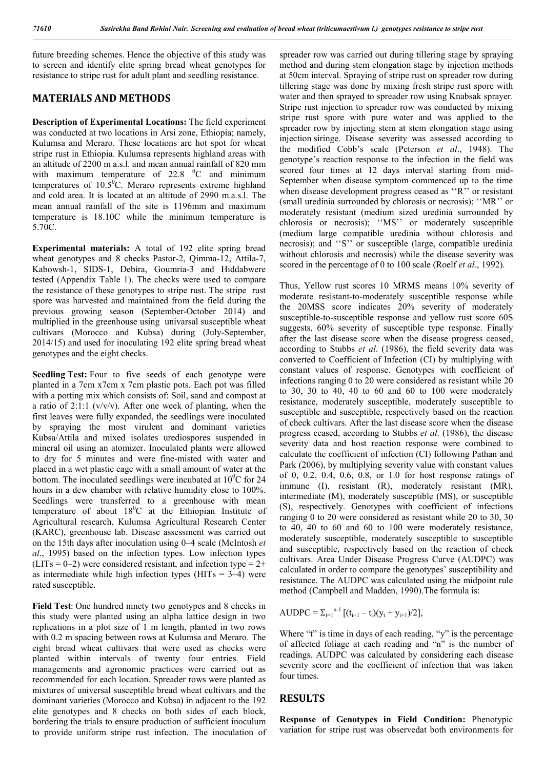future breeding schemes. Hence the objective of this study was to screen and identify elite spring bread wheat genotypes for resistance to stripe rust for adult plant and seedling resistance.

## MATERIALS AND METHODS

**Description of Experimental Locations:** The field experiment was conducted at two locations in Arsi zone, Ethiopia; namely, Kulumsa and Meraro. These locations are hot spot for wheat stripe rust in Ethiopia. Kulumsa represents highland areas with an altitude of 2200 m a.s.l. and mean annual rainfall of 820 mm with maximum temperature of 22.8 $^0$C and minimum temperatures of 10.5$^0$C. Meraro represents extreme highland and cold area. It is located at an altitude of 2990 m.a.s.l. The mean annual rainfall of the site is 1196mm and maximum temperature is 18.10C while the minimum temperature is 5.70C.

**Experimental materials:** A total of 192 elite spring bread wheat genotypes and 8 checks Pastor-2, Qimma-12, Attila-7, Kabowsh-1, SIDS-1, Debira, Goumria-3 and Hiddabwere tested (Appendix Table 1). The checks were used to compare the resistance of these genotypes to stripe rust. The stripe rust spore was harvested and maintained from the field during the previous growing season (September-October 2014) and multiplied in the greenhouse using univarsal susceptible wheat cultivars (Morocco and Kubsa) during (July-September, 2014/15) and used for inoculating 192 elite spring bread wheat genotypes and the eight checks.

**Seedling Test:** Four to five seeds of each genotype were planted in a 7cm x7cm x 7cm plastic pots. Each pot was filled with a potting mix which consists of: Soil, sand and compost at a ratio of 2:1:1 (v/v/v). After one week of planting, when the first leaves were fully expanded, the seedlings were inoculated by spraying the most virulent and dominant varieties Kubsa/Attila and mixed isolates urediospores suspended in mineral oil using an atomizer. Inoculated plants were allowed to dry for 5 minutes and were fine-misted with water and placed in a wet plastic cage with a small amount of water at the bottom. The inoculated seedlings were incubated at 10$^0$C for 24 hours in a dew chamber with relative humidity close to 100%. Seedlings were transferred to a greenhouse with mean temperature of about 18$^0$C at the Ethiopian Institute of Agricultural research, Kulumsa Agricultural Research Center (KARC), greenhouse lab. Disease assessment was carried out on the 15th days after inoculation using 0–4 scale (McIntosh *et al*., 1995) based on the infection types. Low infection types (LITs = 0–2) were considered resistant, and infection type = 2+ as intermediate while high infection types (HITs = 3–4) were rated susceptible.

**Field Test**: One hundred ninety two genotypes and 8 checks in this study were planted using an alpha lattice design in two replications in a plot size of 1 m length, planted in two rows with 0.2 m spacing between rows at Kulumsa and Meraro. The eight bread wheat cultivars that were used as checks were planted within intervals of twenty four entries. Field managements and agronomic practices were carried out as recommended for each location. Spreader rows were planted as mixtures of universal susceptible bread wheat cultivars and the dominant varieties (Morocco and Kubsa) in adjacent to the 192 elite genotypes and 8 checks on both sides of each block, bordering the trials to ensure production of sufficient inoculum to provide uniform stripe rust infection. The inoculation of spreader row was carried out during tillering stage by spraying method and during stem elongation stage by injection methods at 50cm interval. Spraying of stripe rust on spreader row during tillering stage was done by mixing fresh stripe rust spore with water and then sprayed to spreader row using Knabsak sprayer. Stripe rust injection to spreader row was conducted by mixing stripe rust spore with pure water and was applied to the spreader row by injecting stem at stem elongation stage using injection siringe. Disease severity was assessed according to the modified Cobb's scale (Peterson *et al*., 1948). The genotype's reaction response to the infection in the field was scored four times at 12 days interval starting from mid-September when disease symptom commenced up to the time when disease development progress ceased as ''R'' or resistant (small uredinia surrounded by chlorosis or necrosis); ''MR'' or moderately resistant (medium sized uredinia surrounded by chlorosis or necrosis); ''MS'' or moderately susceptible (medium large compatible uredinia without chlorosis and necrosis); and ''S'' or susceptible (large, compatible uredinia without chlorosis and necrosis) while the disease severity was scored in the percentage of 0 to 100 scale (Roelf *et al*., 1992).

Thus, Yellow rust scores 10 MRMS means 10% severity of moderate resistant-to-moderately susceptible response while the 20MSS score indicates 20% severity of moderately susceptible-to-susceptible response and yellow rust score 60S suggests, 60% severity of susceptible type response. Finally after the last disease score when the disease progress ceased, according to Stubbs *et al*. (1986), the field severity data was converted to Coefficient of Infection (CI) by multiplying with constant values of response. Genotypes with coefficient of infections ranging 0 to 20 were considered as resistant while 20 to 30, 30 to 40, 40 to 60 and 60 to 100 were moderately resistance, moderately susceptible, moderately susceptible to susceptible and susceptible, respectively based on the reaction of check cultivars. After the last disease score when the disease progress ceased, according to Stubbs *et al*. (1986), the disease severity data and host reaction response were combined to calculate the coefficient of infection (CI) following Pathan and Park (2006), by multiplying severity value with constant values of 0, 0.2, 0.4, 0.6, 0.8, or 1.0 for host response ratings of immune (I), resistant (R), moderately resistant (MR), intermediate (M), moderately susceptible (MS), or susceptible (S), respectively. Genotypes with coefficient of infections ranging 0 to 20 were considered as resistant while 20 to 30, 30 to 40, 40 to 60 and 60 to 100 were moderately resistance, moderately susceptible, moderately susceptible to susceptible and susceptible, respectively based on the reaction of check cultivars. Area Under Disease Progress Curve (AUDPC) was calculated in order to compare the genotypes' susceptibility and resistance. The AUDPC was calculated using the midpoint rule method (Campbell and Madden, 1990).The formula is:

$$AUDPC = \Sigma_{i=1}^{n-1} [(t_{i+1} - t_i)(y_i + y_{i+1})/2],$$

Where "t" is time in days of each reading, "y" is the percentage of affected foliage at each reading and "n" is the number of readings. AUDPC was calculated by considering each disease severity score and the coefficient of infection that was taken four times.

## RESULTS

**Response of Genotypes in Field Condition:** Phenotypic variation for stripe rust was observedat both environments for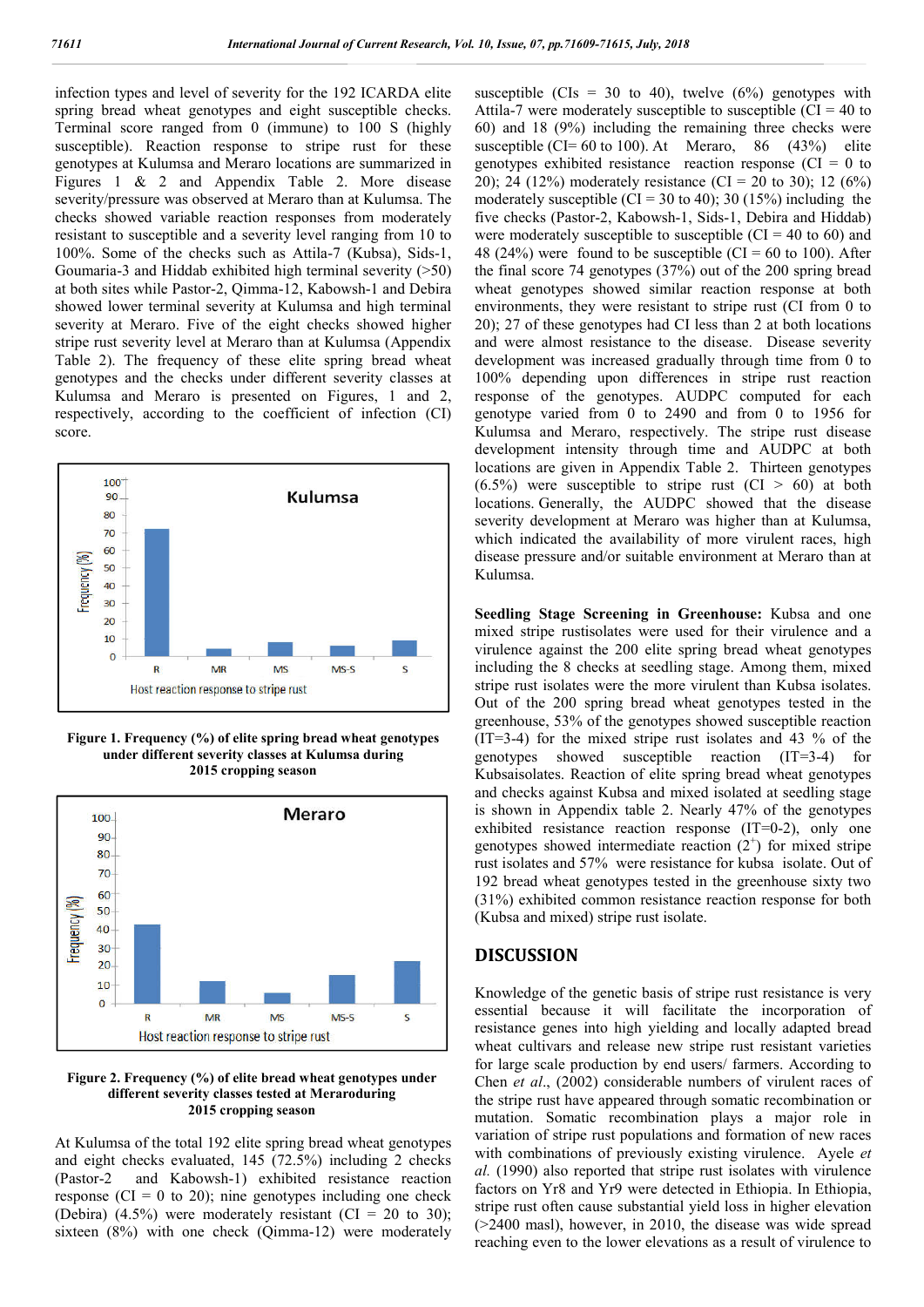infection types and level of severity for the 192 ICARDA elite spring bread wheat genotypes and eight susceptible checks. Terminal score ranged from 0 (immune) to 100 S (highly susceptible). Reaction response to stripe rust for these genotypes at Kulumsa and Meraro locations are summarized in Figures 1 & 2 and Appendix Table 2. More disease severity/pressure was observed at Meraro than at Kulumsa. The checks showed variable reaction responses from moderately resistant to susceptible and a severity level ranging from 10 to 100%. Some of the checks such as Attila-7 (Kubsa), Sids-1, Goumaria-3 and Hiddab exhibited high terminal severity (>50) at both sites while Pastor-2, Qimma-12, Kabowsh-1 and Debira showed lower terminal severity at Kulumsa and high terminal severity at Meraro. Five of the eight checks showed higher stripe rust severity level at Meraro than at Kulumsa (Appendix Table 2). The frequency of these elite spring bread wheat genotypes and the checks under different severity classes at Kulumsa and Meraro is presented on Figures, 1 and 2, respectively, according to the coefficient of infection (CI) score.

**Figure 1. Frequency (%) of elite spring bread wheat genotypes under different severity classes at Kulumsa during 2015 cropping season**

**Figure 2. Frequency (%) of elite bread wheat genotypes under different severity classes tested at Meraroduring 2015 cropping season**

At Kulumsa of the total 192 elite spring bread wheat genotypes and eight checks evaluated, 145 (72.5%) including 2 checks (Pastor-2 and Kabowsh-1) exhibited resistance reaction response (CI = 0 to 20); nine genotypes including one check (Debira) (4.5%) were moderately resistant (CI = 20 to 30); sixteen (8%) with one check (Qimma-12) were moderately susceptible (CIs = 30 to 40), twelve (6%) genotypes with Attila-7 were moderately susceptible to susceptible (CI = 40 to 60) and 18 (9%) including the remaining three checks were susceptible (CI= 60 to 100). At Meraro, 86 (43%) elite genotypes exhibited resistance reaction response (CI = 0 to 20); 24 (12%) moderately resistance (CI = 20 to 30); 12 (6%) moderately susceptible (CI = 30 to 40); 30 (15%) including the five checks (Pastor-2, Kabowsh-1, Sids-1, Debira and Hiddab) were moderately susceptible to susceptible (CI = 40 to 60) and 48 (24%) were found to be susceptible (CI = 60 to 100). After the final score 74 genotypes (37%) out of the 200 spring bread wheat genotypes showed similar reaction response at both environments, they were resistant to stripe rust (CI from 0 to 20); 27 of these genotypes had CI less than 2 at both locations and were almost resistance to the disease. Disease severity development was increased gradually through time from 0 to 100% depending upon differences in stripe rust reaction response of the genotypes. AUDPC computed for each genotype varied from 0 to 2490 and from 0 to 1956 for Kulumsa and Meraro, respectively. The stripe rust disease development intensity through time and AUDPC at both locations are given in Appendix Table 2. Thirteen genotypes (6.5%) were susceptible to stripe rust (CI > 60) at both locations. Generally, the AUDPC showed that the disease severity development at Meraro was higher than at Kulumsa, which indicated the availability of more virulent races, high disease pressure and/or suitable environment at Meraro than at Kulumsa.

**Seedling Stage Screening in Greenhouse:** Kubsa and one mixed stripe rustisolates were used for their virulence and a virulence against the 200 elite spring bread wheat genotypes including the 8 checks at seedling stage. Among them, mixed stripe rust isolates were the more virulent than Kubsa isolates. Out of the 200 spring bread wheat genotypes tested in the greenhouse, 53% of the genotypes showed susceptible reaction (IT=3-4) for the mixed stripe rust isolates and 43 % of the genotypes showed susceptible reaction (IT=3-4) for Kubsaisolates. Reaction of elite spring bread wheat genotypes and checks against Kubsa and mixed isolated at seedling stage is shown in Appendix table 2. Nearly 47% of the genotypes exhibited resistance reaction response (IT=0-2), only one genotypes showed intermediate reaction ($2^+$) for mixed stripe rust isolates and 57% were resistance for kubsa isolate. Out of 192 bread wheat genotypes tested in the greenhouse sixty two (31%) exhibited common resistance reaction response for both (Kubsa and mixed) stripe rust isolate.

## DISCUSSION

Knowledge of the genetic basis of stripe rust resistance is very essential because it will facilitate the incorporation of resistance genes into high yielding and locally adapted bread wheat cultivars and release new stripe rust resistant varieties for large scale production by end users/ farmers. According to Chen *et al*., (2002) considerable numbers of virulent races of the stripe rust have appeared through somatic recombination or mutation. Somatic recombination plays a major role in variation of stripe rust populations and formation of new races with combinations of previously existing virulence. Ayele *et al.* (1990) also reported that stripe rust isolates with virulence factors on Yr8 and Yr9 were detected in Ethiopia. In Ethiopia, stripe rust often cause substantial yield loss in higher elevation (>2400 masl), however, in 2010, the disease was wide spread reaching even to the lower elevations as a result of virulence to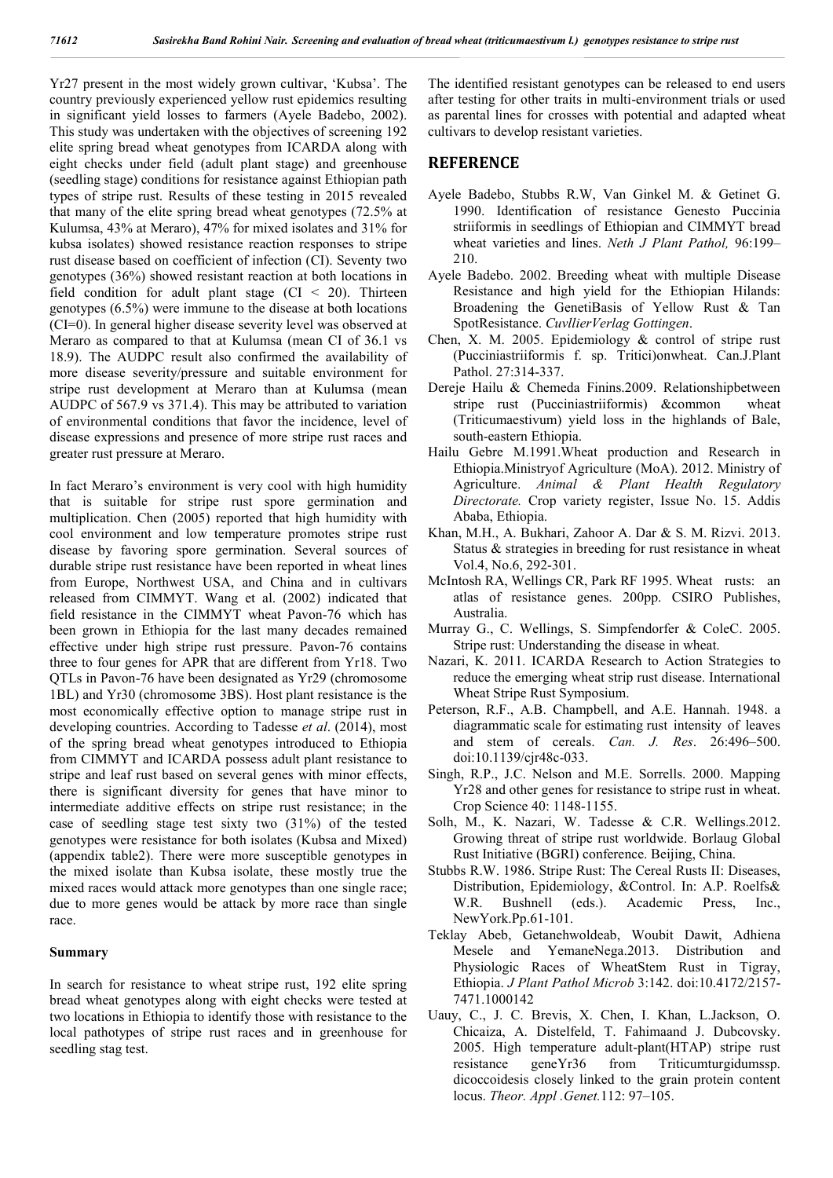Yr27 present in the most widely grown cultivar, 'Kubsa'. The country previously experienced yellow rust epidemics resulting in significant yield losses to farmers (Ayele Badebo, 2002). This study was undertaken with the objectives of screening 192 elite spring bread wheat genotypes from ICARDA along with eight checks under field (adult plant stage) and greenhouse (seedling stage) conditions for resistance against Ethiopian path types of stripe rust. Results of these testing in 2015 revealed that many of the elite spring bread wheat genotypes (72.5% at Kulumsa, 43% at Meraro), 47% for mixed isolates and 31% for kubsa isolates) showed resistance reaction responses to stripe rust disease based on coefficient of infection (CI). Seventy two genotypes (36%) showed resistant reaction at both locations in field condition for adult plant stage (CI < 20). Thirteen genotypes (6.5%) were immune to the disease at both locations (CI=0). In general higher disease severity level was observed at Meraro as compared to that at Kulumsa (mean CI of 36.1 vs 18.9). The AUDPC result also confirmed the availability of more disease severity/pressure and suitable environment for stripe rust development at Meraro than at Kulumsa (mean AUDPC of 567.9 vs 371.4). This may be attributed to variation of environmental conditions that favor the incidence, level of disease expressions and presence of more stripe rust races and greater rust pressure at Meraro.

In fact Meraro's environment is very cool with high humidity that is suitable for stripe rust spore germination and multiplication. Chen (2005) reported that high humidity with cool environment and low temperature promotes stripe rust disease by favoring spore germination. Several sources of durable stripe rust resistance have been reported in wheat lines from Europe, Northwest USA, and China and in cultivars released from CIMMYT. Wang et al. (2002) indicated that field resistance in the CIMMYT wheat Pavon-76 which has been grown in Ethiopia for the last many decades remained effective under high stripe rust pressure. Pavon-76 contains three to four genes for APR that are different from Yr18. Two QTLs in Pavon-76 have been designated as Yr29 (chromosome 1BL) and Yr30 (chromosome 3BS). Host plant resistance is the most economically effective option to manage stripe rust in developing countries. According to Tadesse *et al*. (2014), most of the spring bread wheat genotypes introduced to Ethiopia from CIMMYT and ICARDA possess adult plant resistance to stripe and leaf rust based on several genes with minor effects, there is significant diversity for genes that have minor to intermediate additive effects on stripe rust resistance; in the case of seedling stage test sixty two (31%) of the tested genotypes were resistance for both isolates (Kubsa and Mixed) (appendix table2). There were more susceptible genotypes in the mixed isolate than Kubsa isolate, these mostly true the mixed races would attack more genotypes than one single race; due to more genes would be attack by more race than single race.

**Summary**

In search for resistance to wheat stripe rust, 192 elite spring bread wheat genotypes along with eight checks were tested at two locations in Ethiopia to identify those with resistance to the local pathotypes of stripe rust races and in greenhouse for seedling stag test.

The identified resistant genotypes can be released to end users after testing for other traits in multi-environment trials or used as parental lines for crosses with potential and adapted wheat cultivars to develop resistant varieties.

## REFERENCE

- Ayele Badebo, Stubbs R.W, Van Ginkel M. & Getinet G. 1990. Identification of resistance Genesto Puccinia striiformis in seedlings of Ethiopian and CIMMYT bread wheat varieties and lines. *Neth J Plant Pathol,* 96:199–210.
- Ayele Badebo. 2002. Breeding wheat with multiple Disease Resistance and high yield for the Ethiopian Hilands: Broadening the GenetiBasis of Yellow Rust & Tan SpotResistance. *CuvllierVerlag Gottingen*.
- Chen, X. M. 2005. Epidemiology & control of stripe rust (Pucciniastriiformis f. sp. Tritici)onwheat. Can.J.Plant Pathol. 27:314-337.
- Dereje Hailu & Chemeda Finins.2009. Relationshipbetween stripe rust (Pucciniastriiformis) &common wheat (Triticumaestivum) yield loss in the highlands of Bale, south-eastern Ethiopia.
- Hailu Gebre M.1991.Wheat production and Research in Ethiopia.Ministryof Agriculture (MoA). 2012. Ministry of Agriculture. *Animal & Plant Health Regulatory Directorate.* Crop variety register, Issue No. 15. Addis Ababa, Ethiopia.
- Khan, M.H., A. Bukhari, Zahoor A. Dar & S. M. Rizvi. 2013. Status & strategies in breeding for rust resistance in wheat Vol.4, No.6, 292-301.
- McIntosh RA, Wellings CR, Park RF 1995. Wheat rusts: an atlas of resistance genes. 200pp. CSIRO Publishes, Australia.
- Murray G., C. Wellings, S. Simpfendorfer & ColeC. 2005. Stripe rust: Understanding the disease in wheat.
- Nazari, K. 2011. ICARDA Research to Action Strategies to reduce the emerging wheat strip rust disease. International Wheat Stripe Rust Symposium.
- Peterson, R.F., A.B. Champbell, and A.E. Hannah. 1948. a diagrammatic scale for estimating rust intensity of leaves and stem of cereals. *Can. J. Res*. 26:496–500. doi:10.1139/cjr48c-033.
- Singh, R.P., J.C. Nelson and M.E. Sorrells. 2000. Mapping Yr28 and other genes for resistance to stripe rust in wheat. Crop Science 40: 1148-1155.
- Solh, M., K. Nazari, W. Tadesse & C.R. Wellings.2012. Growing threat of stripe rust worldwide. Borlaug Global Rust Initiative (BGRI) conference. Beijing, China.
- Stubbs R.W. 1986. Stripe Rust: The Cereal Rusts II: Diseases, Distribution, Epidemiology, &Control. In: A.P. Roelfs& W.R. Bushnell (eds.). Academic Press, Inc., NewYork.Pp.61-101.
- Teklay Abeb, Getanehwoldeab, Woubit Dawit, Adhiena Mesele and YemaneNega.2013. Distribution and Physiologic Races of WheatStem Rust in Tigray, Ethiopia. *J Plant Pathol Microb* 3:142. doi:10.4172/2157-7471.1000142
- Uauy, C., J. C. Brevis, X. Chen, I. Khan, L.Jackson, O. Chicaiza, A. Distelfeld, T. Fahimaand J. Dubcovsky. 2005. High temperature adult-plant(HTAP) stripe rust resistance geneYr36 from Triticumturgidumssp. dicoccoidesis closely linked to the grain protein content locus. *Theor. Appl .Genet.*112: 97–105.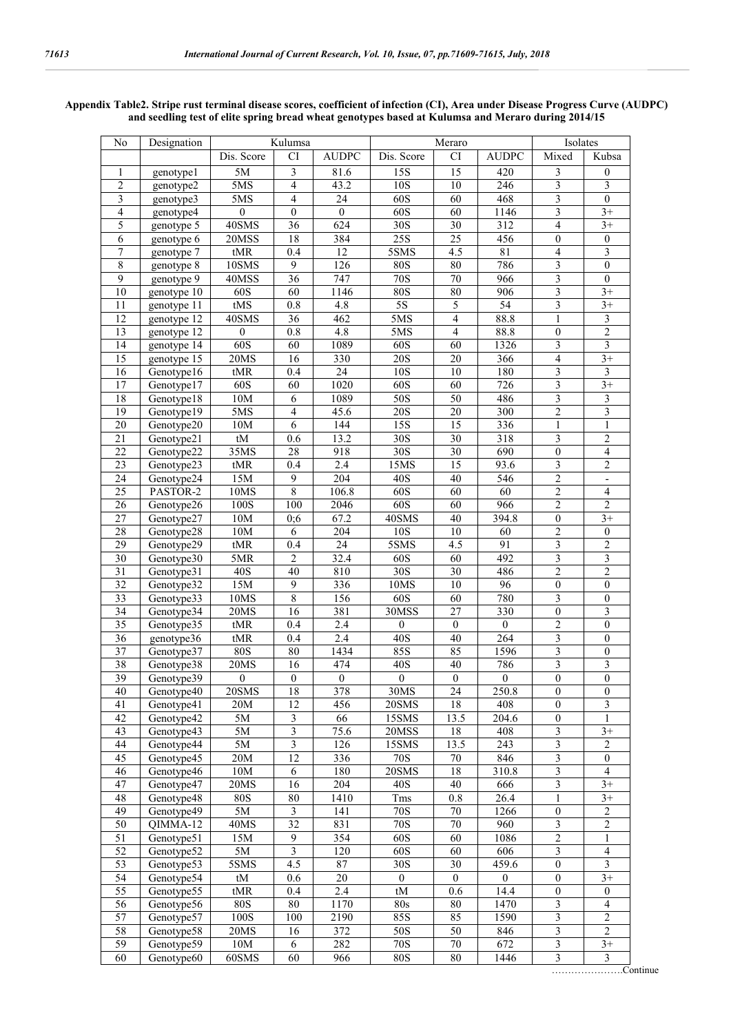**Appendix Table2. Stripe rust terminal disease scores, coefficient of infection (CI), Area under Disease Progress Curve (AUDPC) and seedling test of elite spring bread wheat genotypes based at Kulumsa and Meraro during 2014/15**

| No | Designation | Kulumsa | | | Meraro | | | Isolates | |
|---|---|---|---|---|---|---|---|---|---|
| | | Dis. Score | CI | AUDPC | Dis. Score | CI | AUDPC | Mixed | Kubsa |
| 1 | genotype1 | 5M | 3 | 81.6 | 15S | 15 | 420 | 3 | 0 |
| 2 | genotype2 | 5MS | 4 | 43.2 | 10S | 10 | 246 | 3 | 3 |
| 3 | genotype3 | 5MS | 4 | 24 | 60S | 60 | 468 | 3 | 0 |
| 4 | genotype4 | 0 | 0 | 0 | 60S | 60 | 1146 | 3 | 3+ |
| 5 | genotype 5 | 40SMS | 36 | 624 | 30S | 30 | 312 | 4 | 3+ |
| 6 | genotype 6 | 20MSS | 18 | 384 | 25S | 25 | 456 | 0 | 0 |
| 7 | genotype 7 | tMR | 0.4 | 12 | 5SMS | 4.5 | 81 | 4 | 3 |
| 8 | genotype 8 | 10SMS | 9 | 126 | 80S | 80 | 786 | 3 | 0 |
| 9 | genotype 9 | 40MSS | 36 | 747 | 70S | 70 | 966 | 3 | 0 |
| 10 | genotype 10 | 60S | 60 | 1146 | 80S | 80 | 906 | 3 | 3+ |
| 11 | genotype 11 | tMS | 0.8 | 4.8 | 5S | 5 | 54 | 3 | 3+ |
| 12 | genotype 12 | 40SMS | 36 | 462 | 5MS | 4 | 88.8 | 1 | 3 |
| 13 | genotype 12 | 0 | 0.8 | 4.8 | 5MS | 4 | 88.8 | 0 | 2 |
| 14 | genotype 14 | 60S | 60 | 1089 | 60S | 60 | 1326 | 3 | 3 |
| 15 | genotype 15 | 20MS | 16 | 330 | 20S | 20 | 366 | 4 | 3+ |
| 16 | Genotype16 | tMR | 0.4 | 24 | 10S | 10 | 180 | 3 | 3 |
| 17 | Genotype17 | 60S | 60 | 1020 | 60S | 60 | 726 | 3 | 3+ |
| 18 | Genotype18 | 10M | 6 | 1089 | 50S | 50 | 486 | 3 | 3 |
| 19 | Genotype19 | 5MS | 4 | 45.6 | 20S | 20 | 300 | 2 | 3 |
| 20 | Genotype20 | 10M | 6 | 144 | 15S | 15 | 336 | 1 | 1 |
| 21 | Genotype21 | tM | 0.6 | 13.2 | 30S | 30 | 318 | 3 | 2 |
| 22 | Genotype22 | 35MS | 28 | 918 | 30S | 30 | 690 | 0 | 4 |
| 23 | Genotype23 | tMR | 0.4 | 2.4 | 15MS | 15 | 93.6 | 3 | 2 |
| 24 | Genotype24 | 15M | 9 | 204 | 40S | 40 | 546 | 2 | - |
| 25 | PASTOR-2 | 10MS | 8 | 106.8 | 60S | 60 | 60 | 2 | 4 |
| 26 | Genotype26 | 100S | 100 | 2046 | 60S | 60 | 966 | 2 | 2 |
| 27 | Genotype27 | 10M | 0;6 | 67.2 | 40SMS | 40 | 394.8 | 0 | 3+ |
| 28 | Genotype28 | 10M | 6 | 204 | 10S | 10 | 60 | 2 | 0 |
| 29 | Genotype29 | tMR | 0.4 | 24 | 5SMS | 4.5 | 91 | 3 | 2 |
| 30 | Genotype30 | 5MR | 2 | 32.4 | 60S | 60 | 492 | 3 | 3 |
| 31 | Genotype31 | 40S | 40 | 810 | 30S | 30 | 486 | 2 | 2 |
| 32 | Genotype32 | 15M | 9 | 336 | 10MS | 10 | 96 | 0 | 0 |
| 33 | Genotype33 | 10MS | 8 | 156 | 60S | 60 | 780 | 3 | 0 |
| 34 | Genotype34 | 20MS | 16 | 381 | 30MSS | 27 | 330 | 0 | 3 |
| 35 | Genotype35 | tMR | 0.4 | 2.4 | 0 | 0 | 0 | 2 | 0 |
| 36 | genotype36 | tMR | 0.4 | 2.4 | 40S | 40 | 264 | 3 | 0 |
| 37 | Genotype37 | 80S | 80 | 1434 | 85S | 85 | 1596 | 3 | 0 |
| 38 | Genotype38 | 20MS | 16 | 474 | 40S | 40 | 786 | 3 | 3 |
| 39 | Genotype39 | 0 | 0 | 0 | 0 | 0 | 0 | 0 | 0 |
| 40 | Genotype40 | 20SMS | 18 | 378 | 30MS | 24 | 250.8 | 0 | 0 |
| 41 | Genotype41 | 20M | 12 | 456 | 20SMS | 18 | 408 | 0 | 3 |
| 42 | Genotype42 | 5M | 3 | 66 | 15SMS | 13.5 | 204.6 | 0 | 1 |
| 43 | Genotype43 | 5M | 3 | 75.6 | 20MSS | 18 | 408 | 3 | 3+ |
| 44 | Genotype44 | 5M | 3 | 126 | 15SMS | 13.5 | 243 | 3 | 2 |
| 45 | Genotype45 | 20M | 12 | 336 | 70S | 70 | 846 | 3 | 0 |
| 46 | Genotype46 | 10M | 6 | 180 | 20SMS | 18 | 310.8 | 3 | 4 |
| 47 | Genotype47 | 20MS | 16 | 204 | 40S | 40 | 666 | 3 | 3+ |
| 48 | Genotype48 | 80S | 80 | 1410 | Tms | 0.8 | 26.4 | 1 | 3+ |
| 49 | Genotype49 | 5M | 3 | 141 | 70S | 70 | 1266 | 0 | 2 |
| 50 | QIMMA-12 | 40MS | 32 | 831 | 70S | 70 | 960 | 3 | 2 |
| 51 | Genotype51 | 15M | 9 | 354 | 60S | 60 | 1086 | 2 | 1 |
| 52 | Genotype52 | 5M | 3 | 120 | 60S | 60 | 606 | 3 | 4 |
| 53 | Genotype53 | 5SMS | 4.5 | 87 | 30S | 30 | 459.6 | 0 | 3 |
| 54 | Genotype54 | tM | 0.6 | 20 | 0 | 0 | 0 | 0 | 3+ |
| 55 | Genotype55 | tMR | 0.4 | 2.4 | tM | 0.6 | 14.4 | 0 | 0 |
| 56 | Genotype56 | 80S | 80 | 1170 | 80s | 80 | 1470 | 3 | 4 |
| 57 | Genotype57 | 100S | 100 | 2190 | 85S | 85 | 1590 | 3 | 2 |
| 58 | Genotype58 | 20MS | 16 | 372 | 50S | 50 | 846 | 3 | 2 |
| 59 | Genotype59 | 10M | 6 | 282 | 70S | 70 | 672 | 3 | 3+ |
| 60 | Genotype60 | 60SMS | 60 | 966 | 80S | 80 | 1446 | 3 | 3 |

………………….Continue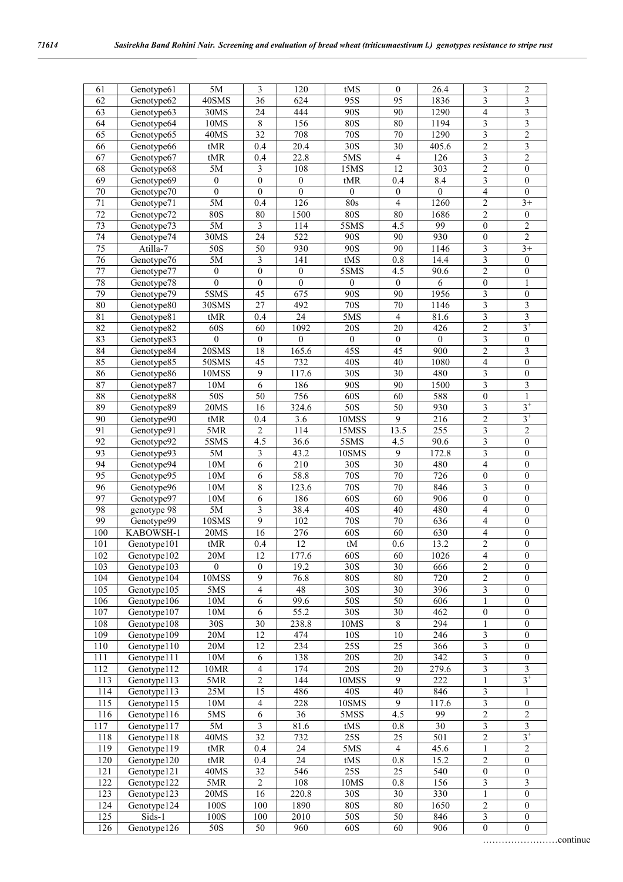| 61 | Genotype61 | 5M | 3 | 120 | tMS | 0 | 26.4 | 3 | 2 |
|---|---|---|---|---|---|---|---|---|---|
| 62 | Genotype62 | 40SMS | 36 | 624 | 95S | 95 | 1836 | 3 | 3 |
| 63 | Genotype63 | 30MS | 24 | 444 | 90S | 90 | 1290 | 4 | 3 |
| 64 | Genotype64 | 10MS | 8 | 156 | 80S | 80 | 1194 | 3 | 3 |
| 65 | Genotype65 | 40MS | 32 | 708 | 70S | 70 | 1290 | 3 | 2 |
| 66 | Genotype66 | tMR | 0.4 | 20.4 | 30S | 30 | 405.6 | 2 | 3 |
| 67 | Genotype67 | tMR | 0.4 | 22.8 | 5MS | 4 | 126 | 3 | 2 |
| 68 | Genotype68 | 5M | 3 | 108 | 15MS | 12 | 303 | 2 | 0 |
| 69 | Genotype69 | 0 | 0 | 0 | tMR | 0.4 | 8.4 | 3 | 0 |
| 70 | Genotype70 | 0 | 0 | 0 | 0 | 0 | 0 | 4 | 0 |
| 71 | Genotype71 | 5M | 0.4 | 126 | 80s | 4 | 1260 | 2 | 3+ |
| 72 | Genotype72 | 80S | 80 | 1500 | 80S | 80 | 1686 | 2 | 0 |
| 73 | Genotype73 | 5M | 3 | 114 | 5SMS | 4.5 | 99 | 0 | 2 |
| 74 | Genotype74 | 30MS | 24 | 522 | 90S | 90 | 930 | 0 | 2 |
| 75 | Atilla-7 | 50S | 50 | 930 | 90S | 90 | 1146 | 3 | 3+ |
| 76 | Genotype76 | 5M | 3 | 141 | tMS | 0.8 | 14.4 | 3 | 0 |
| 77 | Genotype77 | 0 | 0 | 0 | 5SMS | 4.5 | 90.6 | 2 | 0 |
| 78 | Genotype78 | 0 | 0 | 0 | 0 | 0 | 6 | 0 | 1 |
| 79 | Genotype79 | 5SMS | 45 | 675 | 90S | 90 | 1956 | 3 | 0 |
| 80 | Genotype80 | 30SMS | 27 | 492 | 70S | 70 | 1146 | 3 | 3 |
| 81 | Genotype81 | tMR | 0.4 | 24 | 5MS | 4 | 81.6 | 3 | 3 |
| 82 | Genotype82 | 60S | 60 | 1092 | 20S | 20 | 426 | 2 | $3^+$ |
| 83 | Genotype83 | 0 | 0 | 0 | 0 | 0 | 0 | 3 | 0 |
| 84 | Genotype84 | 20SMS | 18 | 165.6 | 45S | 45 | 900 | 2 | 3 |
| 85 | Genotype85 | 50SMS | 45 | 732 | 40S | 40 | 1080 | 4 | 0 |
| 86 | Genotype86 | 10MSS | 9 | 117.6 | 30S | 30 | 480 | 3 | 0 |
| 87 | Genotype87 | 10M | 6 | 186 | 90S | 90 | 1500 | 3 | 3 |
| 88 | Genotype88 | 50S | 50 | 756 | 60S | 60 | 588 | 0 | 1 |
| 89 | Genotype89 | 20MS | 16 | 324.6 | 50S | 50 | 930 | 3 | $3^+$ |
| 90 | Genotype90 | tMR | 0.4 | 3.6 | 10MSS | 9 | 216 | 2 | $3^+$ |
| 91 | Genotype91 | 5MR | 2 | 114 | 15MSS | 13.5 | 255 | 3 | 2 |
| 92 | Genotype92 | 5SMS | 4.5 | 36.6 | 5SMS | 4.5 | 90.6 | 3 | 0 |
| 93 | Genotype93 | 5M | 3 | 43.2 | 10SMS | 9 | 172.8 | 3 | 0 |
| 94 | Genotype94 | 10M | 6 | 210 | 30S | 30 | 480 | 4 | 0 |
| 95 | Genotype95 | 10M | 6 | 58.8 | 70S | 70 | 726 | 0 | 0 |
| 96 | Genotype96 | 10M | 8 | 123.6 | 70S | 70 | 846 | 3 | 0 |
| 97 | Genotype97 | 10M | 6 | 186 | 60S | 60 | 906 | 0 | 0 |
| 98 | genotype 98 | 5M | 3 | 38.4 | 40S | 40 | 480 | 4 | 0 |
| 99 | Genotype99 | 10SMS | 9 | 102 | 70S | 70 | 636 | 4 | 0 |
| 100 | KABOWSH-1 | 20MS | 16 | 276 | 60S | 60 | 630 | 4 | 0 |
| 101 | Genotype101 | tMR | 0.4 | 12 | tM | 0.6 | 13.2 | 2 | 0 |
| 102 | Genotype102 | 20M | 12 | 177.6 | 60S | 60 | 1026 | 4 | 0 |
| 103 | Genotype103 | 0 | 0 | 19.2 | 30S | 30 | 666 | 2 | 0 |
| 104 | Genotype104 | 10MSS | 9 | 76.8 | 80S | 80 | 720 | 2 | 0 |
| 105 | Genotype105 | 5MS | 4 | 48 | 30S | 30 | 396 | 3 | 0 |
| 106 | Genotype106 | 10M | 6 | 99.6 | 50S | 50 | 606 | 1 | 0 |
| 107 | Genotype107 | 10M | 6 | 55.2 | 30S | 30 | 462 | 0 | 0 |
| 108 | Genotype108 | 30S | 30 | 238.8 | 10MS | 8 | 294 | 1 | 0 |
| 109 | Genotype109 | 20M | 12 | 474 | 10S | 10 | 246 | 3 | 0 |
| 110 | Genotype110 | 20M | 12 | 234 | 25S | 25 | 366 | 3 | 0 |
| 111 | Genotype111 | 10M | 6 | 138 | 20S | 20 | 342 | 3 | 0 |
| 112 | Genotype112 | 10MR | 4 | 174 | 20S | 20 | 279.6 | 3 | 3 |
| 113 | Genotype113 | 5MR | 2 | 144 | 10MSS | 9 | 222 | 1 | $3^+$ |
| 114 | Genotype113 | 25M | 15 | 486 | 40S | 40 | 846 | 3 | 1 |
| 115 | Genotype115 | 10M | 4 | 228 | 10SMS | 9 | 117.6 | 3 | 0 |
| 116 | Genotype116 | 5MS | 6 | 36 | 5MSS | 4.5 | 99 | 2 | 2 |
| 117 | Genotype117 | 5M | 3 | 81.6 | tMS | 0.8 | 30 | 3 | 3 |
| 118 | Genotype118 | 40MS | 32 | 732 | 25S | 25 | 501 | 2 | $3^+$ |
| 119 | Genotype119 | tMR | 0.4 | 24 | 5MS | 4 | 45.6 | 1 | 2 |
| 120 | Genotype120 | tMR | 0.4 | 24 | tMS | 0.8 | 15.2 | 2 | 0 |
| 121 | Genotype121 | 40MS | 32 | 546 | 25S | 25 | 540 | 0 | 0 |
| 122 | Genotype122 | 5MR | 2 | 108 | 10MS | 0.8 | 156 | 3 | 3 |
| 123 | Genotype123 | 20MS | 16 | 220.8 | 30S | 30 | 330 | 1 | 0 |
| 124 | Genotype124 | 100S | 100 | 1890 | 80S | 80 | 1650 | 2 | 0 |
| 125 | Sids-1 | 100S | 100 | 2010 | 50S | 50 | 846 | 3 | 0 |
| 126 | Genotype126 | 50S | 50 | 960 | 60S | 60 | 906 | 0 | 0 |

……………………continue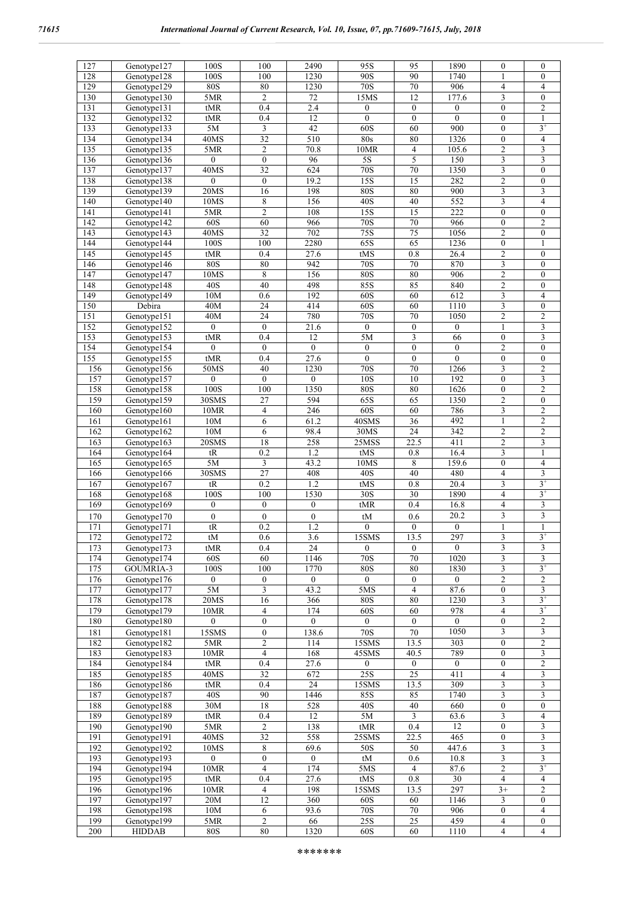| | | | | | | | | | |
|---|---|---|---|---|---|---|---|---|---|
| 127 | Genotype127 | 100S | 100 | 2490 | 95S | 95 | 1890 | 0 | 0 |
| 128 | Genotype128 | 100S | 100 | 1230 | 90S | 90 | 1740 | 1 | 0 |
| 129 | Genotype129 | 80S | 80 | 1230 | 70S | 70 | 906 | 4 | 4 |
| 130 | Genotype130 | 5MR | 2 | 72 | 15MS | 12 | 177.6 | 3 | 0 |
| 131 | Genotype131 | tMR | 0.4 | 2.4 | 0 | 0 | 0 | 0 | 2 |
| 132 | Genotype132 | tMR | 0.4 | 12 | 0 | 0 | 0 | 0 | 1 |
| 133 | Genotype133 | 5M | 3 | 42 | 60S | 60 | 900 | 0 | $3^+$ |
| 134 | Genotype134 | 40MS | 32 | 510 | 80s | 80 | 1326 | 0 | 4 |
| 135 | Genotype135 | 5MR | 2 | 70.8 | 10MR | 4 | 105.6 | 2 | 3 |
| 136 | Genotype136 | 0 | 0 | 96 | 5S | 5 | 150 | 3 | 3 |
| 137 | Genotype137 | 40MS | 32 | 624 | 70S | 70 | 1350 | 3 | 0 |
| 138 | Genotype138 | 0 | 0 | 19.2 | 15S | 15 | 282 | 2 | 0 |
| 139 | Genotype139 | 20MS | 16 | 198 | 80S | 80 | 900 | 3 | 3 |
| 140 | Genotype140 | 10MS | 8 | 156 | 40S | 40 | 552 | 3 | 4 |
| 141 | Genotype141 | 5MR | 2 | 108 | 15S | 15 | 222 | 0 | 0 |
| 142 | Genotype142 | 60S | 60 | 966 | 70S | 70 | 966 | 0 | 2 |
| 143 | Genotype143 | 40MS | 32 | 702 | 75S | 75 | 1056 | 2 | 0 |
| 144 | Genotype144 | 100S | 100 | 2280 | 65S | 65 | 1236 | 0 | 1 |
| 145 | Genotype145 | tMR | 0.4 | 27.6 | tMS | 0.8 | 26.4 | 2 | 0 |
| 146 | Genotype146 | 80S | 80 | 942 | 70S | 70 | 870 | 3 | 0 |
| 147 | Genotype147 | 10MS | 8 | 156 | 80S | 80 | 906 | 2 | 0 |
| 148 | Genotype148 | 40S | 40 | 498 | 85S | 85 | 840 | 2 | 0 |
| 149 | Genotype149 | 10M | 0.6 | 192 | 60S | 60 | 612 | 3 | 4 |
| 150 | Debira | 40M | 24 | 414 | 60S | 60 | 1110 | 3 | 0 |
| 151 | Genotype151 | 40M | 24 | 780 | 70S | 70 | 1050 | 2 | 2 |
| 152 | Genotype152 | 0 | 0 | 21.6 | 0 | 0 | 0 | 1 | 3 |
| 153 | Genotype153 | tMR | 0.4 | 12 | 5M | 3 | 66 | 0 | 3 |
| 154 | Genotype154 | 0 | 0 | 0 | 0 | 0 | 0 | 2 | 0 |
| 155 | Genotype155 | tMR | 0.4 | 27.6 | 0 | 0 | 0 | 0 | 0 |
| 156 | Genotype156 | 50MS | 40 | 1230 | 70S | 70 | 1266 | 3 | 2 |
| 157 | Genotype157 | 0 | 0 | 0 | 10S | 10 | 192 | 0 | 3 |
| 158 | Genotype158 | 100S | 100 | 1350 | 80S | 80 | 1626 | 0 | 2 |
| 159 | Genotype159 | 30SMS | 27 | 594 | 65S | 65 | 1350 | 2 | 0 |
| 160 | Genotype160 | 10MR | 4 | 246 | 60S | 60 | 786 | 3 | 2 |
| 161 | Genotype161 | 10M | 6 | 61.2 | 40SMS | 36 | 492 | 1 | 2 |
| 162 | Genotype162 | 10M | 6 | 98.4 | 30MS | 24 | 342 | 2 | 2 |
| 163 | Genotype163 | 20SMS | 18 | 258 | 25MSS | 22.5 | 411 | 2 | 3 |
| 164 | Genotype164 | tR | 0.2 | 1.2 | tMS | 0.8 | 16.4 | 3 | 1 |
| 165 | Genotype165 | 5M | 3 | 43.2 | 10MS | 8 | 159.6 | 0 | 4 |
| 166 | Genotype166 | 30SMS | 27 | 408 | 40S | 40 | 480 | 4 | 3 |
| 167 | Genotype167 | tR | 0.2 | 1.2 | tMS | 0.8 | 20.4 | 3 | $3^+$ |
| 168 | Genotype168 | 100S | 100 | 1530 | 30S | 30 | 1890 | 4 | $3^+$ |
| 169 | Genotype169 | 0 | 0 | 0 | tMR | 0.4 | 16.8 | 4 | 3 |
| 170 | Genotype170 | 0 | 0 | 0 | tM | 0.6 | 20.2 | 3 | 3 |
| 171 | Genotype171 | tR | 0.2 | 1.2 | 0 | 0 | 0 | 1 | 1 |
| 172 | Genotype172 | tM | 0.6 | 3.6 | 15SMS | 13.5 | 297 | 3 | $3^+$ |
| 173 | Genotype173 | tMR | 0.4 | 24 | 0 | 0 | 0 | 3 | 3 |
| 174 | Genotype174 | 60S | 60 | 1146 | 70S | 70 | 1020 | 3 | 3 |
| 175 | GOUMRIA-3 | 100S | 100 | 1770 | 80S | 80 | 1830 | 3 | $3^+$ |
| 176 | Genotype176 | 0 | 0 | 0 | 0 | 0 | 0 | 2 | 2 |
| 177 | Genotype177 | 5M | 3 | 43.2 | 5MS | 4 | 87.6 | 0 | 3 |
| 178 | Genotype178 | 20MS | 16 | 366 | 80S | 80 | 1230 | 3 | $3^+$ |
| 179 | Genotype179 | 10MR | 4 | 174 | 60S | 60 | 978 | 4 | $3^+$ |
| 180 | Genotype180 | 0 | 0 | 0 | 0 | 0 | 0 | 0 | 2 |
| 181 | Genotype181 | 15SMS | 0 | 138.6 | 70S | 70 | 1050 | 3 | 3 |
| 182 | Genotype182 | 5MR | 2 | 114 | 15SMS | 13.5 | 303 | 0 | 2 |
| 183 | Genotype183 | 10MR | 4 | 168 | 45SMS | 40.5 | 789 | 0 | 3 |
| 184 | Genotype184 | tMR | 0.4 | 27.6 | 0 | 0 | 0 | 0 | 2 |
| 185 | Genotype185 | 40MS | 32 | 672 | 25S | 25 | 411 | 4 | 3 |
| 186 | Genotype186 | tMR | 0.4 | 24 | 15SMS | 13.5 | 309 | 3 | 3 |
| 187 | Genotype187 | 40S | 90 | 1446 | 85S | 85 | 1740 | 3 | 3 |
| 188 | Genotype188 | 30M | 18 | 528 | 40S | 40 | 660 | 0 | 0 |
| 189 | Genotype189 | tMR | 0.4 | 12 | 5M | 3 | 63.6 | 3 | 4 |
| 190 | Genotype190 | 5MR | 2 | 138 | tMR | 0.4 | 12 | 0 | 3 |
| 191 | Genotype191 | 40MS | 32 | 558 | 25SMS | 22.5 | 465 | 0 | 3 |
| 192 | Genotype192 | 10MS | 8 | 69.6 | 50S | 50 | 447.6 | 3 | 3 |
| 193 | Genotype193 | 0 | 0 | 0 | tM | 0.6 | 10.8 | 3 | 3 |
| 194 | Genotype194 | 10MR | 4 | 174 | 5MS | 4 | 87.6 | 2 | $3^+$ |
| 195 | Genotype195 | tMR | 0.4 | 27.6 | tMS | 0.8 | 30 | 4 | 4 |
| 196 | Genotype196 | 10MR | 4 | 198 | 15SMS | 13.5 | 297 | 3+ | 2 |
| 197 | Genotype197 | 20M | 12 | 360 | 60S | 60 | 1146 | 3 | 0 |
| 198 | Genotype198 | 10M | 6 | 93.6 | 70S | 70 | 906 | 0 | 4 |
| 199 | Genotype199 | 5MR | 2 | 66 | 25S | 25 | 459 | 4 | 0 |
| 200 | HIDDAB | 80S | 80 | 1320 | 60S | 60 | 1110 | 4 | 4 |

\*\*\*\*\*\*\*